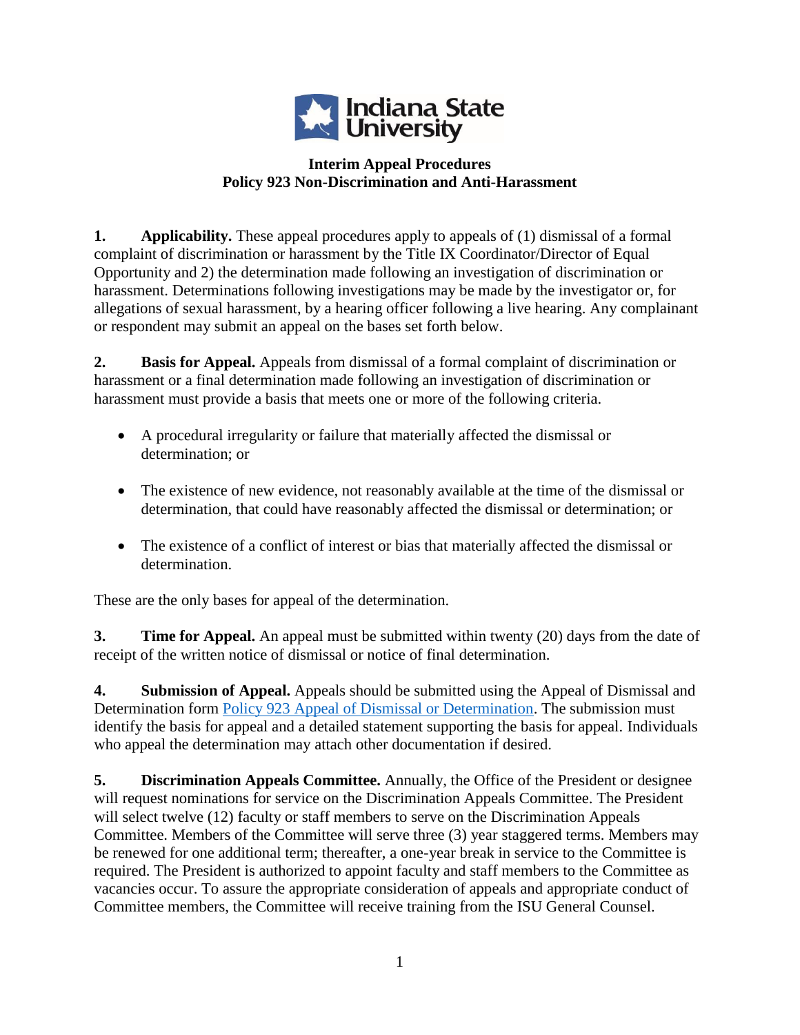## Interim Appeal Procedures
## Policy 923 Non-Discrimination and Anti-Harassment

**1. Applicability.** These appeal procedures apply to appeals of (1) dismissal of a formal complaint of discrimination or harassment by the Title IX Coordinator/Director of Equal Opportunity and 2) the determination made following an investigation of discrimination or harassment. Determinations following investigations may be made by the investigator or, for allegations of sexual harassment, by a hearing officer following a live hearing. Any complainant or respondent may submit an appeal on the bases set forth below.

**2. Basis for Appeal.** Appeals from dismissal of a formal complaint of discrimination or harassment or a final determination made following an investigation of discrimination or harassment must provide a basis that meets one or more of the following criteria.

- A procedural irregularity or failure that materially affected the dismissal or determination; or
- The existence of new evidence, not reasonably available at the time of the dismissal or determination, that could have reasonably affected the dismissal or determination; or
- The existence of a conflict of interest or bias that materially affected the dismissal or determination.

These are the only bases for appeal of the determination.

**3. Time for Appeal.** An appeal must be submitted within twenty (20) days from the date of receipt of the written notice of dismissal or notice of final determination.

**4. Submission of Appeal.** Appeals should be submitted using the Appeal of Dismissal and Determination form [Policy 923 Appeal of Dismissal or Determination](). The submission must identify the basis for appeal and a detailed statement supporting the basis for appeal. Individuals who appeal the determination may attach other documentation if desired.

**5. Discrimination Appeals Committee.** Annually, the Office of the President or designee will request nominations for service on the Discrimination Appeals Committee. The President will select twelve (12) faculty or staff members to serve on the Discrimination Appeals Committee. Members of the Committee will serve three (3) year staggered terms. Members may be renewed for one additional term; thereafter, a one-year break in service to the Committee is required. The President is authorized to appoint faculty and staff members to the Committee as vacancies occur. To assure the appropriate consideration of appeals and appropriate conduct of Committee members, the Committee will receive training from the ISU General Counsel.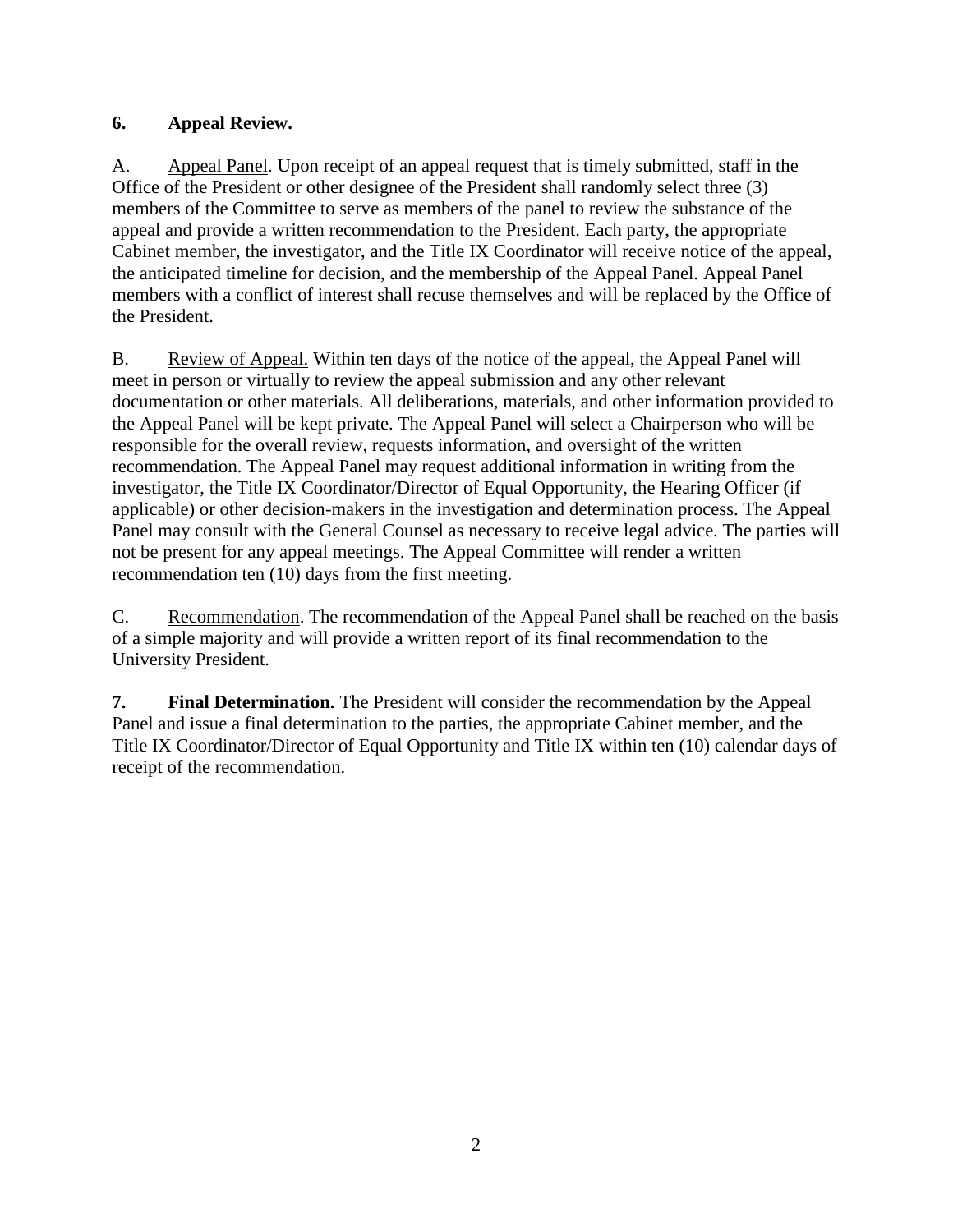**6. Appeal Review.**

A. Appeal Panel. Upon receipt of an appeal request that is timely submitted, staff in the Office of the President or other designee of the President shall randomly select three (3) members of the Committee to serve as members of the panel to review the substance of the appeal and provide a written recommendation to the President. Each party, the appropriate Cabinet member, the investigator, and the Title IX Coordinator will receive notice of the appeal, the anticipated timeline for decision, and the membership of the Appeal Panel. Appeal Panel members with a conflict of interest shall recuse themselves and will be replaced by the Office of the President.

B. Review of Appeal. Within ten days of the notice of the appeal, the Appeal Panel will meet in person or virtually to review the appeal submission and any other relevant documentation or other materials. All deliberations, materials, and other information provided to the Appeal Panel will be kept private. The Appeal Panel will select a Chairperson who will be responsible for the overall review, requests information, and oversight of the written recommendation. The Appeal Panel may request additional information in writing from the investigator, the Title IX Coordinator/Director of Equal Opportunity, the Hearing Officer (if applicable) or other decision-makers in the investigation and determination process. The Appeal Panel may consult with the General Counsel as necessary to receive legal advice. The parties will not be present for any appeal meetings. The Appeal Committee will render a written recommendation ten (10) days from the first meeting.

C. Recommendation. The recommendation of the Appeal Panel shall be reached on the basis of a simple majority and will provide a written report of its final recommendation to the University President.

**7. Final Determination.** The President will consider the recommendation by the Appeal Panel and issue a final determination to the parties, the appropriate Cabinet member, and the Title IX Coordinator/Director of Equal Opportunity and Title IX within ten (10) calendar days of receipt of the recommendation.